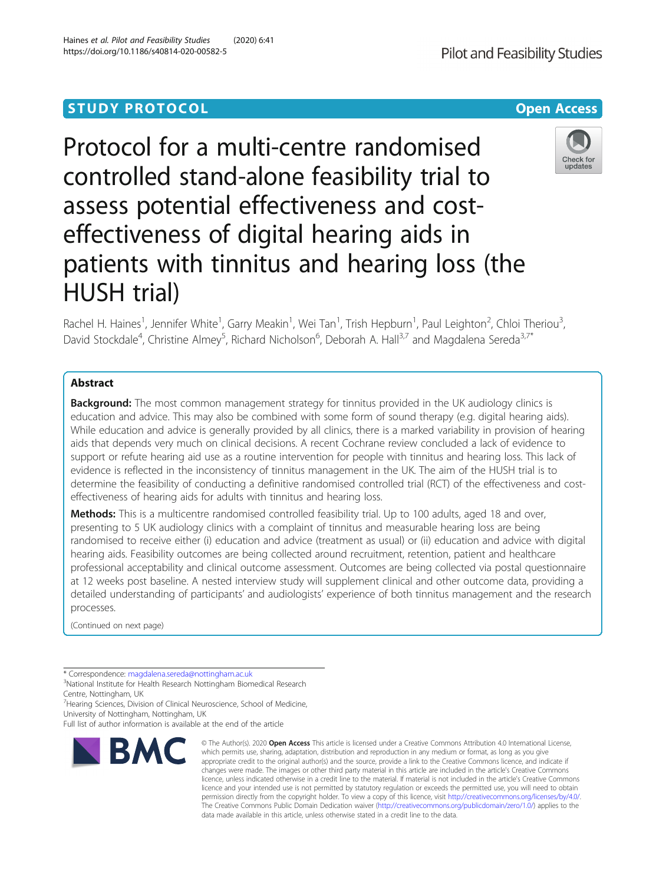STUDY PROTOCOL

Open Access

# Protocol for a multi-centre randomised controlled stand-alone feasibility trial to assess potential effectiveness and cost-effectiveness of digital hearing aids in patients with tinnitus and hearing loss (the HUSH trial)

Rachel H. Haines[1], Jennifer White[1], Garry Meakin[1], Wei Tan[1], Trish Hepburn[1], Paul Leighton[2], Chloi Theriou[3], David Stockdale[4], Christine Almey[5], Richard Nicholson[6], Deborah A. Hall[3,7] and Magdalena Sereda[3,7*]

## Abstract

**Background:** The most common management strategy for tinnitus provided in the UK audiology clinics is education and advice. This may also be combined with some form of sound therapy (e.g. digital hearing aids). While education and advice is generally provided by all clinics, there is a marked variability in provision of hearing aids that depends very much on clinical decisions. A recent Cochrane review concluded a lack of evidence to support or refute hearing aid use as a routine intervention for people with tinnitus and hearing loss. This lack of evidence is reflected in the inconsistency of tinnitus management in the UK. The aim of the HUSH trial is to determine the feasibility of conducting a definitive randomised controlled trial (RCT) of the effectiveness and cost-effectiveness of hearing aids for adults with tinnitus and hearing loss.

**Methods:** This is a multicentre randomised controlled feasibility trial. Up to 100 adults, aged 18 and over, presenting to 5 UK audiology clinics with a complaint of tinnitus and measurable hearing loss are being randomised to receive either (i) education and advice (treatment as usual) or (ii) education and advice with digital hearing aids. Feasibility outcomes are being collected around recruitment, retention, patient and healthcare professional acceptability and clinical outcome assessment. Outcomes are being collected via postal questionnaire at 12 weeks post baseline. A nested interview study will supplement clinical and other outcome data, providing a detailed understanding of participants' and audiologists' experience of both tinnitus management and the research processes.

(Continued on next page)

* Correspondence: magdalena.sereda@nottingham.ac.uk
[3]National Institute for Health Research Nottingham Biomedical Research Centre, Nottingham, UK
[7]Hearing Sciences, Division of Clinical Neuroscience, School of Medicine, University of Nottingham, Nottingham, UK
Full list of author information is available at the end of the article

© The Author(s). 2020 **Open Access** This article is licensed under a Creative Commons Attribution 4.0 International License, which permits use, sharing, adaptation, distribution and reproduction in any medium or format, as long as you give appropriate credit to the original author(s) and the source, provide a link to the Creative Commons licence, and indicate if changes were made. The images or other third party material in this article are included in the article's Creative Commons licence, unless indicated otherwise in a credit line to the material. If material is not included in the article's Creative Commons licence and your intended use is not permitted by statutory regulation or exceeds the permitted use, you will need to obtain permission directly from the copyright holder. To view a copy of this licence, visit http://creativecommons.org/licenses/by/4.0/. The Creative Commons Public Domain Dedication waiver (http://creativecommons.org/publicdomain/zero/1.0/) applies to the data made available in this article, unless otherwise stated in a credit line to the data.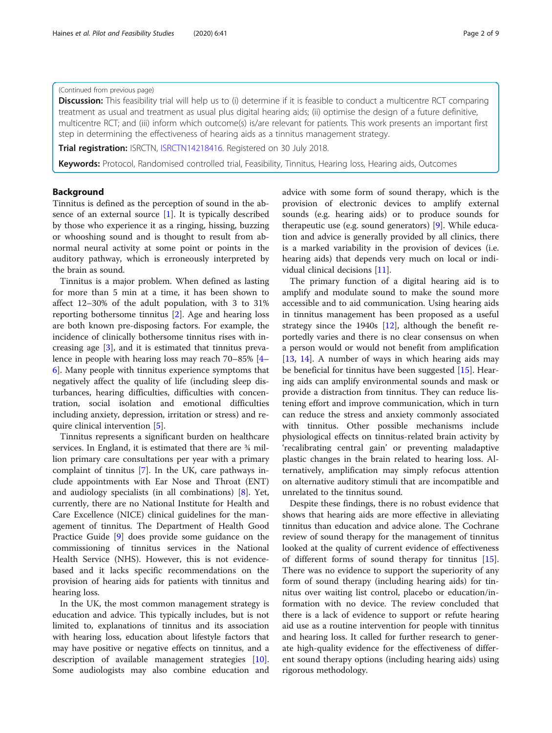(Continued from previous page)

**Discussion:** This feasibility trial will help us to (i) determine if it is feasible to conduct a multicentre RCT comparing treatment as usual and treatment as usual plus digital hearing aids; (ii) optimise the design of a future definitive, multicentre RCT; and (iii) inform which outcome(s) is/are relevant for patients. This work presents an important first step in determining the effectiveness of hearing aids as a tinnitus management strategy.

**Trial registration:** ISRCTN, ISRCTN14218416. Registered on 30 July 2018.

**Keywords:** Protocol, Randomised controlled trial, Feasibility, Tinnitus, Hearing loss, Hearing aids, Outcomes

## Background

Tinnitus is defined as the perception of sound in the absence of an external source [1]. It is typically described by those who experience it as a ringing, hissing, buzzing or whooshing sound and is thought to result from abnormal neural activity at some point or points in the auditory pathway, which is erroneously interpreted by the brain as sound.

Tinnitus is a major problem. When defined as lasting for more than 5 min at a time, it has been shown to affect 12–30% of the adult population, with 3 to 31% reporting bothersome tinnitus [2]. Age and hearing loss are both known pre-disposing factors. For example, the incidence of clinically bothersome tinnitus rises with increasing age [3], and it is estimated that tinnitus prevalence in people with hearing loss may reach 70–85% [4–6]. Many people with tinnitus experience symptoms that negatively affect the quality of life (including sleep disturbances, hearing difficulties, difficulties with concentration, social isolation and emotional difficulties including anxiety, depression, irritation or stress) and require clinical intervention [5].

Tinnitus represents a significant burden on healthcare services. In England, it is estimated that there are ¾ million primary care consultations per year with a primary complaint of tinnitus [7]. In the UK, care pathways include appointments with Ear Nose and Throat (ENT) and audiology specialists (in all combinations) [8]. Yet, currently, there are no National Institute for Health and Care Excellence (NICE) clinical guidelines for the management of tinnitus. The Department of Health Good Practice Guide [9] does provide some guidance on the commissioning of tinnitus services in the National Health Service (NHS). However, this is not evidence-based and it lacks specific recommendations on the provision of hearing aids for patients with tinnitus and hearing loss.

In the UK, the most common management strategy is education and advice. This typically includes, but is not limited to, explanations of tinnitus and its association with hearing loss, education about lifestyle factors that may have positive or negative effects on tinnitus, and a description of available management strategies [10]. Some audiologists may also combine education and advice with some form of sound therapy, which is the provision of electronic devices to amplify external sounds (e.g. hearing aids) or to produce sounds for therapeutic use (e.g. sound generators) [9]. While education and advice is generally provided by all clinics, there is a marked variability in the provision of devices (i.e. hearing aids) that depends very much on local or individual clinical decisions [11].

The primary function of a digital hearing aid is to amplify and modulate sound to make the sound more accessible and to aid communication. Using hearing aids in tinnitus management has been proposed as a useful strategy since the 1940s [12], although the benefit reportedly varies and there is no clear consensus on when a person would or would not benefit from amplification [13, 14]. A number of ways in which hearing aids may be beneficial for tinnitus have been suggested [15]. Hearing aids can amplify environmental sounds and mask or provide a distraction from tinnitus. They can reduce listening effort and improve communication, which in turn can reduce the stress and anxiety commonly associated with tinnitus. Other possible mechanisms include physiological effects on tinnitus-related brain activity by 'recalibrating central gain' or preventing maladaptive plastic changes in the brain related to hearing loss. Alternatively, amplification may simply refocus attention on alternative auditory stimuli that are incompatible and unrelated to the tinnitus sound.

Despite these findings, there is no robust evidence that shows that hearing aids are more effective in alleviating tinnitus than education and advice alone. The Cochrane review of sound therapy for the management of tinnitus looked at the quality of current evidence of effectiveness of different forms of sound therapy for tinnitus [15]. There was no evidence to support the superiority of any form of sound therapy (including hearing aids) for tinnitus over waiting list control, placebo or education/information with no device. The review concluded that there is a lack of evidence to support or refute hearing aid use as a routine intervention for people with tinnitus and hearing loss. It called for further research to generate high-quality evidence for the effectiveness of different sound therapy options (including hearing aids) using rigorous methodology.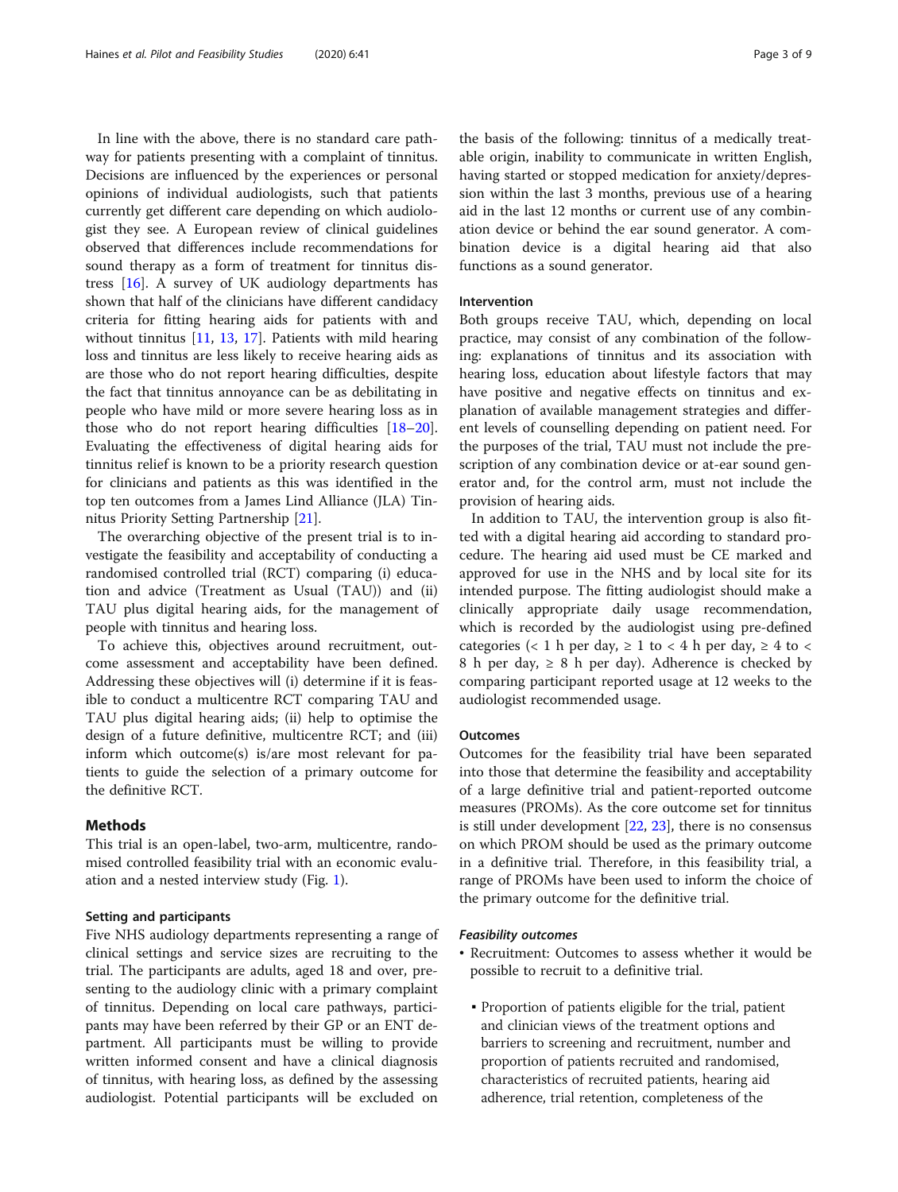In line with the above, there is no standard care pathway for patients presenting with a complaint of tinnitus. Decisions are influenced by the experiences or personal opinions of individual audiologists, such that patients currently get different care depending on which audiologist they see. A European review of clinical guidelines observed that differences include recommendations for sound therapy as a form of treatment for tinnitus distress [16]. A survey of UK audiology departments has shown that half of the clinicians have different candidacy criteria for fitting hearing aids for patients with and without tinnitus [11, 13, 17]. Patients with mild hearing loss and tinnitus are less likely to receive hearing aids as are those who do not report hearing difficulties, despite the fact that tinnitus annoyance can be as debilitating in people who have mild or more severe hearing loss as in those who do not report hearing difficulties [18–20]. Evaluating the effectiveness of digital hearing aids for tinnitus relief is known to be a priority research question for clinicians and patients as this was identified in the top ten outcomes from a James Lind Alliance (JLA) Tinnitus Priority Setting Partnership [21].

The overarching objective of the present trial is to investigate the feasibility and acceptability of conducting a randomised controlled trial (RCT) comparing (i) education and advice (Treatment as Usual (TAU)) and (ii) TAU plus digital hearing aids, for the management of people with tinnitus and hearing loss.

To achieve this, objectives around recruitment, outcome assessment and acceptability have been defined. Addressing these objectives will (i) determine if it is feasible to conduct a multicentre RCT comparing TAU and TAU plus digital hearing aids; (ii) help to optimise the design of a future definitive, multicentre RCT; and (iii) inform which outcome(s) is/are most relevant for patients to guide the selection of a primary outcome for the definitive RCT.

## Methods

This trial is an open-label, two-arm, multicentre, randomised controlled feasibility trial with an economic evaluation and a nested interview study (Fig. 1).

### Setting and participants

Five NHS audiology departments representing a range of clinical settings and service sizes are recruiting to the trial. The participants are adults, aged 18 and over, presenting to the audiology clinic with a primary complaint of tinnitus. Depending on local care pathways, participants may have been referred by their GP or an ENT department. All participants must be willing to provide written informed consent and have a clinical diagnosis of tinnitus, with hearing loss, as defined by the assessing audiologist. Potential participants will be excluded on the basis of the following: tinnitus of a medically treatable origin, inability to communicate in written English, having started or stopped medication for anxiety/depression within the last 3 months, previous use of a hearing aid in the last 12 months or current use of any combination device or behind the ear sound generator. A combination device is a digital hearing aid that also functions as a sound generator.

### Intervention

Both groups receive TAU, which, depending on local practice, may consist of any combination of the following: explanations of tinnitus and its association with hearing loss, education about lifestyle factors that may have positive and negative effects on tinnitus and explanation of available management strategies and different levels of counselling depending on patient need. For the purposes of the trial, TAU must not include the prescription of any combination device or at-ear sound generator and, for the control arm, must not include the provision of hearing aids.

In addition to TAU, the intervention group is also fitted with a digital hearing aid according to standard procedure. The hearing aid used must be CE marked and approved for use in the NHS and by local site for its intended purpose. The fitting audiologist should make a clinically appropriate daily usage recommendation, which is recorded by the audiologist using pre-defined categories (< 1 h per day, ≥ 1 to < 4 h per day, ≥ 4 to < 8 h per day, ≥ 8 h per day). Adherence is checked by comparing participant reported usage at 12 weeks to the audiologist recommended usage.

### Outcomes

Outcomes for the feasibility trial have been separated into those that determine the feasibility and acceptability of a large definitive trial and patient-reported outcome measures (PROMs). As the core outcome set for tinnitus is still under development [22, 23], there is no consensus on which PROM should be used as the primary outcome in a definitive trial. Therefore, in this feasibility trial, a range of PROMs have been used to inform the choice of the primary outcome for the definitive trial.

#### *Feasibility outcomes*

- Recruitment: Outcomes to assess whether it would be possible to recruit to a definitive trial.
  - Proportion of patients eligible for the trial, patient and clinician views of the treatment options and barriers to screening and recruitment, number and proportion of patients recruited and randomised, characteristics of recruited patients, hearing aid adherence, trial retention, completeness of the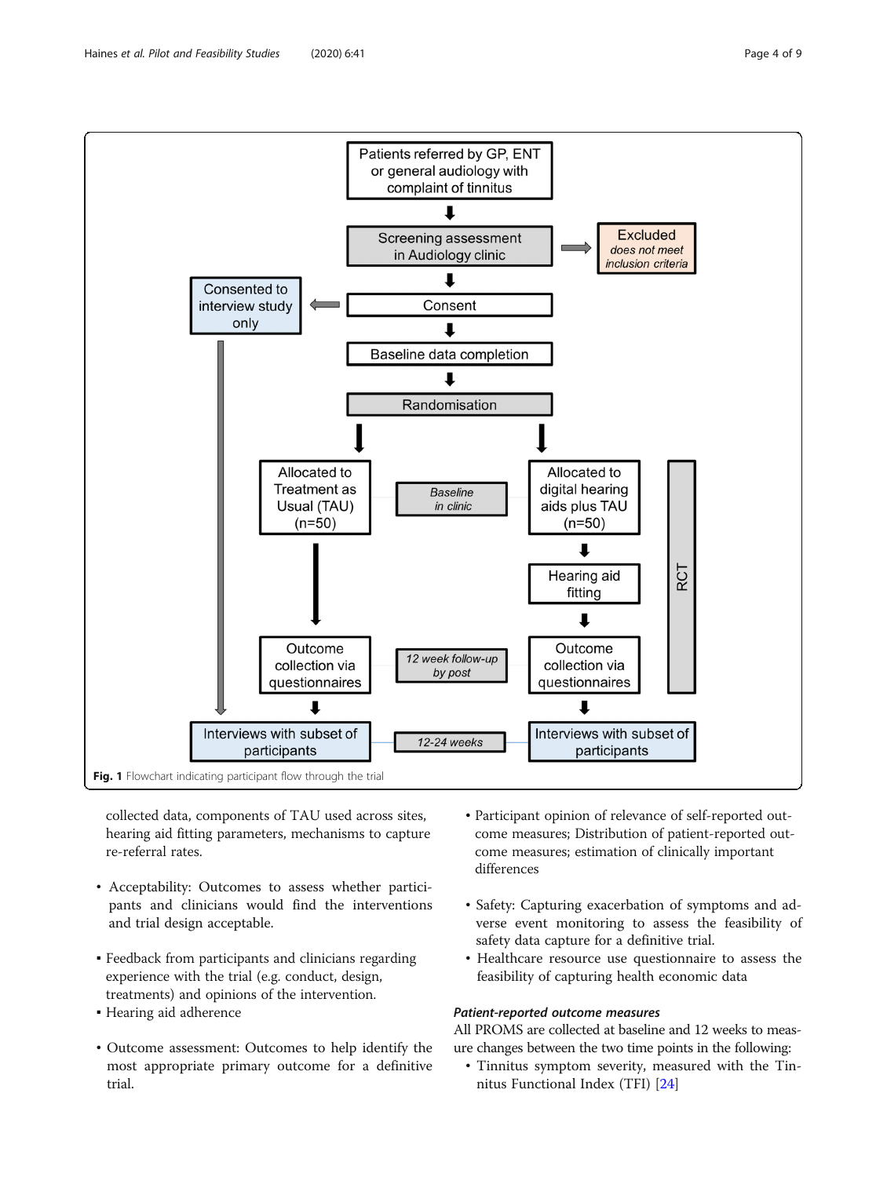Fig. 1 Flowchart indicating participant flow through the trial

collected data, components of TAU used across sites, hearing aid fitting parameters, mechanisms to capture re-referral rates.

- Acceptability: Outcomes to assess whether participants and clinicians would find the interventions and trial design acceptable.

▪ Feedback from participants and clinicians regarding experience with the trial (e.g. conduct, design, treatments) and opinions of the intervention.
▪ Hearing aid adherence

- Outcome assessment: Outcomes to help identify the most appropriate primary outcome for a definitive trial.

- Participant opinion of relevance of self-reported outcome measures; Distribution of patient-reported outcome measures; estimation of clinically important differences

- Safety: Capturing exacerbation of symptoms and adverse event monitoring to assess the feasibility of safety data capture for a definitive trial.
- Healthcare resource use questionnaire to assess the feasibility of capturing health economic data

#### *Patient-reported outcome measures*

All PROMS are collected at baseline and 12 weeks to measure changes between the two time points in the following:

- Tinnitus symptom severity, measured with the Tinnitus Functional Index (TFI) [24]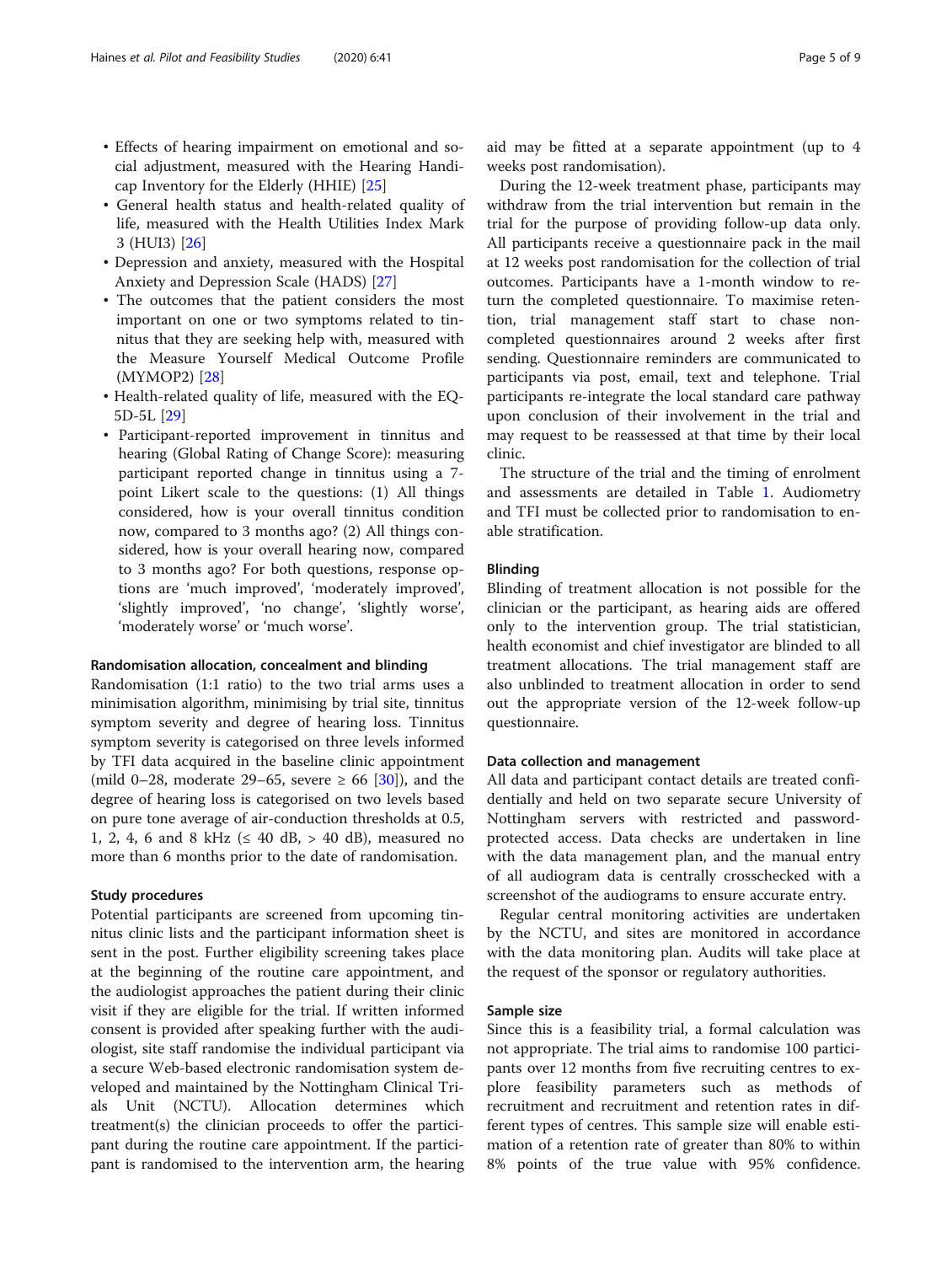- Effects of hearing impairment on emotional and social adjustment, measured with the Hearing Handicap Inventory for the Elderly (HHIE) [25]
- General health status and health-related quality of life, measured with the Health Utilities Index Mark 3 (HUI3) [26]
- Depression and anxiety, measured with the Hospital Anxiety and Depression Scale (HADS) [27]
- The outcomes that the patient considers the most important on one or two symptoms related to tinnitus that they are seeking help with, measured with the Measure Yourself Medical Outcome Profile (MYMOP2) [28]
- Health-related quality of life, measured with the EQ-5D-5L [29]
- Participant-reported improvement in tinnitus and hearing (Global Rating of Change Score): measuring participant reported change in tinnitus using a 7-point Likert scale to the questions: (1) All things considered, how is your overall tinnitus condition now, compared to 3 months ago? (2) All things considered, how is your overall hearing now, compared to 3 months ago? For both questions, response options are 'much improved', 'moderately improved', 'slightly improved', 'no change', 'slightly worse', 'moderately worse' or 'much worse'.

#### Randomisation allocation, concealment and blinding

Randomisation (1:1 ratio) to the two trial arms uses a minimisation algorithm, minimising by trial site, tinnitus symptom severity and degree of hearing loss. Tinnitus symptom severity is categorised on three levels informed by TFI data acquired in the baseline clinic appointment (mild 0–28, moderate 29–65, severe ≥ 66 [30]), and the degree of hearing loss is categorised on two levels based on pure tone average of air-conduction thresholds at 0.5, 1, 2, 4, 6 and 8 kHz (≤ 40 dB, > 40 dB), measured no more than 6 months prior to the date of randomisation.

#### Study procedures

Potential participants are screened from upcoming tinnitus clinic lists and the participant information sheet is sent in the post. Further eligibility screening takes place at the beginning of the routine care appointment, and the audiologist approaches the patient during their clinic visit if they are eligible for the trial. If written informed consent is provided after speaking further with the audiologist, site staff randomise the individual participant via a secure Web-based electronic randomisation system developed and maintained by the Nottingham Clinical Trials Unit (NCTU). Allocation determines which treatment(s) the clinician proceeds to offer the participant during the routine care appointment. If the participant is randomised to the intervention arm, the hearing aid may be fitted at a separate appointment (up to 4 weeks post randomisation).

During the 12-week treatment phase, participants may withdraw from the trial intervention but remain in the trial for the purpose of providing follow-up data only. All participants receive a questionnaire pack in the mail at 12 weeks post randomisation for the collection of trial outcomes. Participants have a 1-month window to return the completed questionnaire. To maximise retention, trial management staff start to chase non-completed questionnaires around 2 weeks after first sending. Questionnaire reminders are communicated to participants via post, email, text and telephone. Trial participants re-integrate the local standard care pathway upon conclusion of their involvement in the trial and may request to be reassessed at that time by their local clinic.

The structure of the trial and the timing of enrolment and assessments are detailed in Table 1. Audiometry and TFI must be collected prior to randomisation to enable stratification.

#### Blinding

Blinding of treatment allocation is not possible for the clinician or the participant, as hearing aids are offered only to the intervention group. The trial statistician, health economist and chief investigator are blinded to all treatment allocations. The trial management staff are also unblinded to treatment allocation in order to send out the appropriate version of the 12-week follow-up questionnaire.

#### Data collection and management

All data and participant contact details are treated confidentially and held on two separate secure University of Nottingham servers with restricted and password-protected access. Data checks are undertaken in line with the data management plan, and the manual entry of all audiogram data is centrally crosschecked with a screenshot of the audiograms to ensure accurate entry.

Regular central monitoring activities are undertaken by the NCTU, and sites are monitored in accordance with the data monitoring plan. Audits will take place at the request of the sponsor or regulatory authorities.

#### Sample size

Since this is a feasibility trial, a formal calculation was not appropriate. The trial aims to randomise 100 participants over 12 months from five recruiting centres to explore feasibility parameters such as methods of recruitment and recruitment and retention rates in different types of centres. This sample size will enable estimation of a retention rate of greater than 80% to within 8% points of the true value with 95% confidence.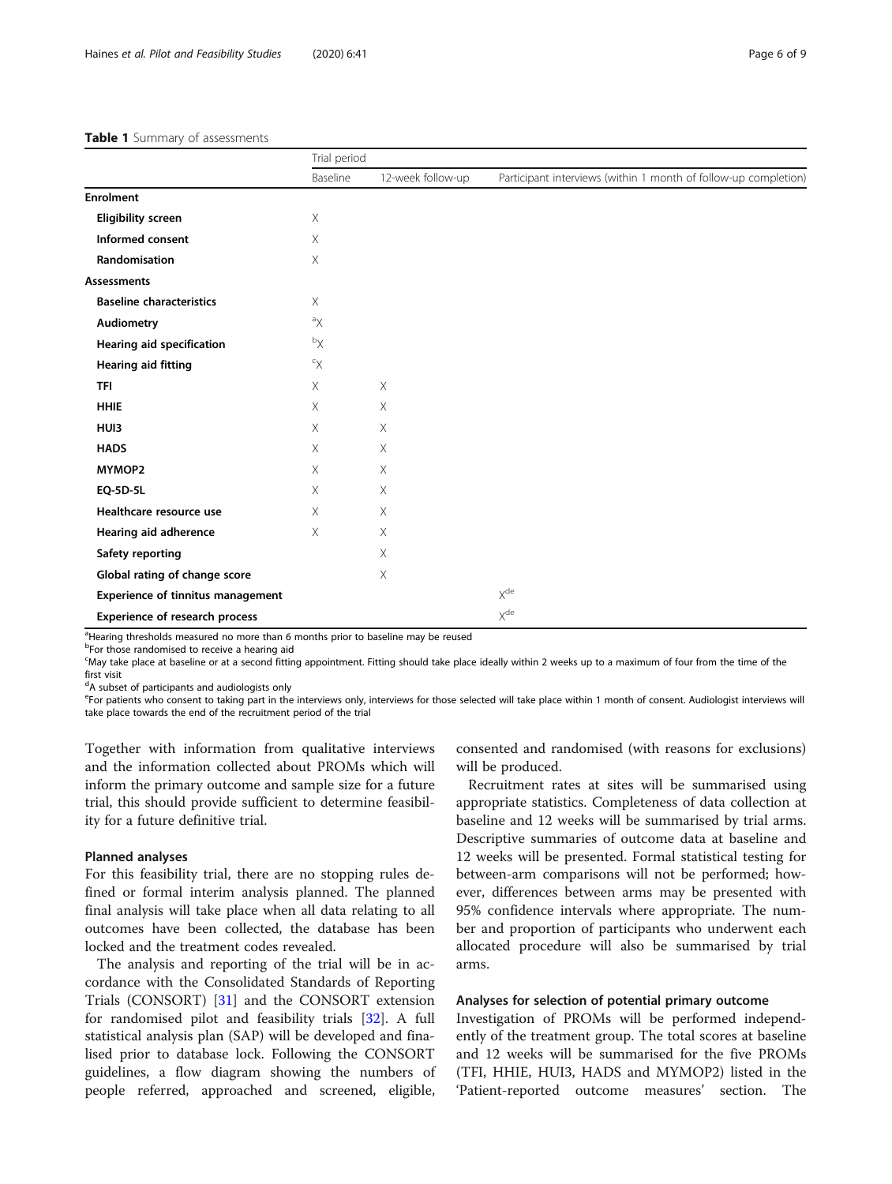**Table 1** Summary of assessments

| | Trial period | | |
|---|---|---|---|
| | Baseline | 12-week follow-up | Participant interviews (within 1 month of follow-up completion) |
| **Enrolment** | | | |
| **Eligibility screen** | X | | |
| **Informed consent** | X | | |
| **Randomisation** | X | | |
| **Assessments** | | | |
| **Baseline characteristics** | X | | |
| **Audiometry** | [a]X | | |
| **Hearing aid specification** | [b]X | | |
| **Hearing aid fitting** | [c]X | | |
| **TFI** | X | X | |
| **HHIE** | X | X | |
| **HUI3** | X | X | |
| **HADS** | X | X | |
| **MYMOP2** | X | X | |
| **EQ-5D-5L** | X | X | |
| **Healthcare resource use** | X | X | |
| **Hearing aid adherence** | X | X | |
| **Safety reporting** | | X | |
| **Global rating of change score** | | X | |
| **Experience of tinnitus management** | | | X[de] |
| **Experience of research process** | | | X[de] |

[a]Hearing thresholds measured no more than 6 months prior to baseline may be reused
[b]For those randomised to receive a hearing aid
[c]May take place at baseline or at a second fitting appointment. Fitting should take place ideally within 2 weeks up to a maximum of four from the time of the first visit
[d]A subset of participants and audiologists only
[e]For patients who consent to taking part in the interviews only, interviews for those selected will take place within 1 month of consent. Audiologist interviews will take place towards the end of the recruitment period of the trial

Together with information from qualitative interviews and the information collected about PROMs which will inform the primary outcome and sample size for a future trial, this should provide sufficient to determine feasibility for a future definitive trial.

### Planned analyses

For this feasibility trial, there are no stopping rules defined or formal interim analysis planned. The planned final analysis will take place when all data relating to all outcomes have been collected, the database has been locked and the treatment codes revealed.

The analysis and reporting of the trial will be in accordance with the Consolidated Standards of Reporting Trials (CONSORT) [31] and the CONSORT extension for randomised pilot and feasibility trials [32]. A full statistical analysis plan (SAP) will be developed and finalised prior to database lock. Following the CONSORT guidelines, a flow diagram showing the numbers of people referred, approached and screened, eligible, consented and randomised (with reasons for exclusions) will be produced.

Recruitment rates at sites will be summarised using appropriate statistics. Completeness of data collection at baseline and 12 weeks will be summarised by trial arms. Descriptive summaries of outcome data at baseline and 12 weeks will be presented. Formal statistical testing for between-arm comparisons will not be performed; however, differences between arms may be presented with 95% confidence intervals where appropriate. The number and proportion of participants who underwent each allocated procedure will also be summarised by trial arms.

### Analyses for selection of potential primary outcome

Investigation of PROMs will be performed independently of the treatment group. The total scores at baseline and 12 weeks will be summarised for the five PROMs (TFI, HHIE, HUI3, HADS and MYMOP2) listed in the 'Patient-reported outcome measures' section. The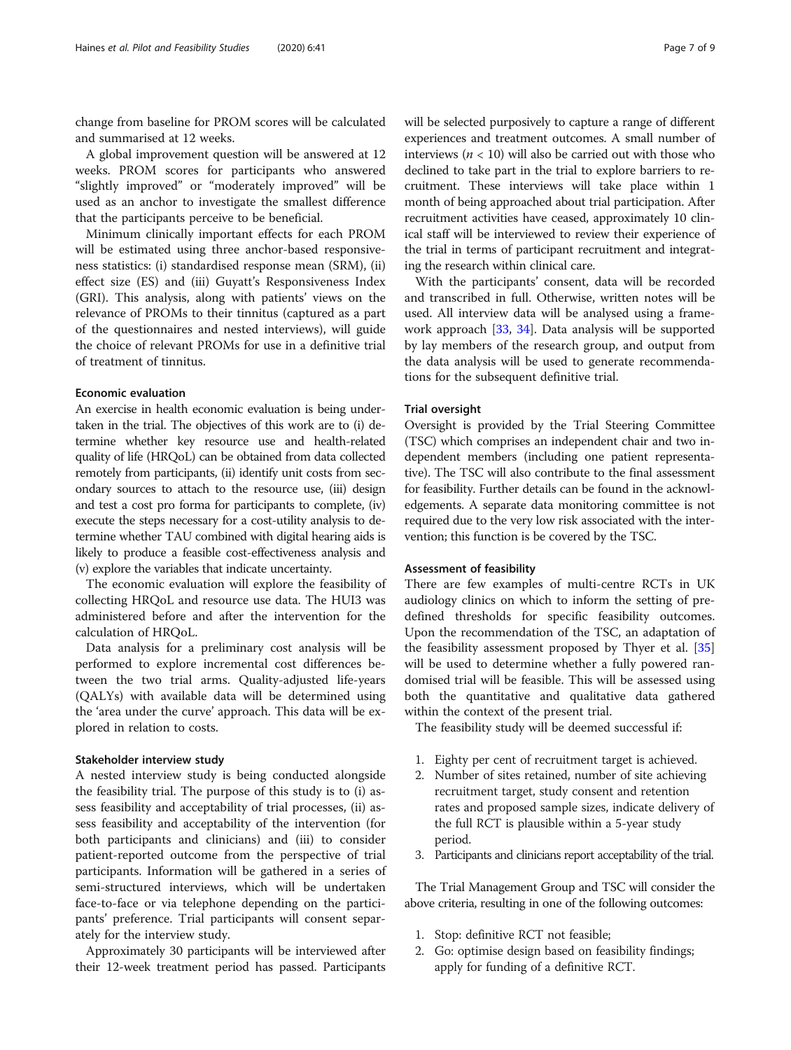change from baseline for PROM scores will be calculated and summarised at 12 weeks.

A global improvement question will be answered at 12 weeks. PROM scores for participants who answered "slightly improved" or "moderately improved" will be used as an anchor to investigate the smallest difference that the participants perceive to be beneficial.

Minimum clinically important effects for each PROM will be estimated using three anchor-based responsiveness statistics: (i) standardised response mean (SRM), (ii) effect size (ES) and (iii) Guyatt's Responsiveness Index (GRI). This analysis, along with patients' views on the relevance of PROMs to their tinnitus (captured as a part of the questionnaires and nested interviews), will guide the choice of relevant PROMs for use in a definitive trial of treatment of tinnitus.

### Economic evaluation

An exercise in health economic evaluation is being undertaken in the trial. The objectives of this work are to (i) determine whether key resource use and health-related quality of life (HRQoL) can be obtained from data collected remotely from participants, (ii) identify unit costs from secondary sources to attach to the resource use, (iii) design and test a cost pro forma for participants to complete, (iv) execute the steps necessary for a cost-utility analysis to determine whether TAU combined with digital hearing aids is likely to produce a feasible cost-effectiveness analysis and (v) explore the variables that indicate uncertainty.

The economic evaluation will explore the feasibility of collecting HRQoL and resource use data. The HUI3 was administered before and after the intervention for the calculation of HRQoL.

Data analysis for a preliminary cost analysis will be performed to explore incremental cost differences between the two trial arms. Quality-adjusted life-years (QALYs) with available data will be determined using the 'area under the curve' approach. This data will be explored in relation to costs.

### Stakeholder interview study

A nested interview study is being conducted alongside the feasibility trial. The purpose of this study is to (i) assess feasibility and acceptability of trial processes, (ii) assess feasibility and acceptability of the intervention (for both participants and clinicians) and (iii) to consider patient-reported outcome from the perspective of trial participants. Information will be gathered in a series of semi-structured interviews, which will be undertaken face-to-face or via telephone depending on the participants' preference. Trial participants will consent separately for the interview study.

Approximately 30 participants will be interviewed after their 12-week treatment period has passed. Participants will be selected purposively to capture a range of different experiences and treatment outcomes. A small number of interviews ($n < 10$) will also be carried out with those who declined to take part in the trial to explore barriers to recruitment. These interviews will take place within 1 month of being approached about trial participation. After recruitment activities have ceased, approximately 10 clinical staff will be interviewed to review their experience of the trial in terms of participant recruitment and integrating the research within clinical care.

With the participants' consent, data will be recorded and transcribed in full. Otherwise, written notes will be used. All interview data will be analysed using a framework approach [33, 34]. Data analysis will be supported by lay members of the research group, and output from the data analysis will be used to generate recommendations for the subsequent definitive trial.

### Trial oversight

Oversight is provided by the Trial Steering Committee (TSC) which comprises an independent chair and two independent members (including one patient representative). The TSC will also contribute to the final assessment for feasibility. Further details can be found in the acknowledgements. A separate data monitoring committee is not required due to the very low risk associated with the intervention; this function is be covered by the TSC.

### Assessment of feasibility

There are few examples of multi-centre RCTs in UK audiology clinics on which to inform the setting of predefined thresholds for specific feasibility outcomes. Upon the recommendation of the TSC, an adaptation of the feasibility assessment proposed by Thyer et al. [35] will be used to determine whether a fully powered randomised trial will be feasible. This will be assessed using both the quantitative and qualitative data gathered within the context of the present trial.

The feasibility study will be deemed successful if:

1. Eighty per cent of recruitment target is achieved.
2. Number of sites retained, number of site achieving recruitment target, study consent and retention rates and proposed sample sizes, indicate delivery of the full RCT is plausible within a 5-year study period.
3. Participants and clinicians report acceptability of the trial.

The Trial Management Group and TSC will consider the above criteria, resulting in one of the following outcomes:

1. Stop: definitive RCT not feasible;
2. Go: optimise design based on feasibility findings; apply for funding of a definitive RCT.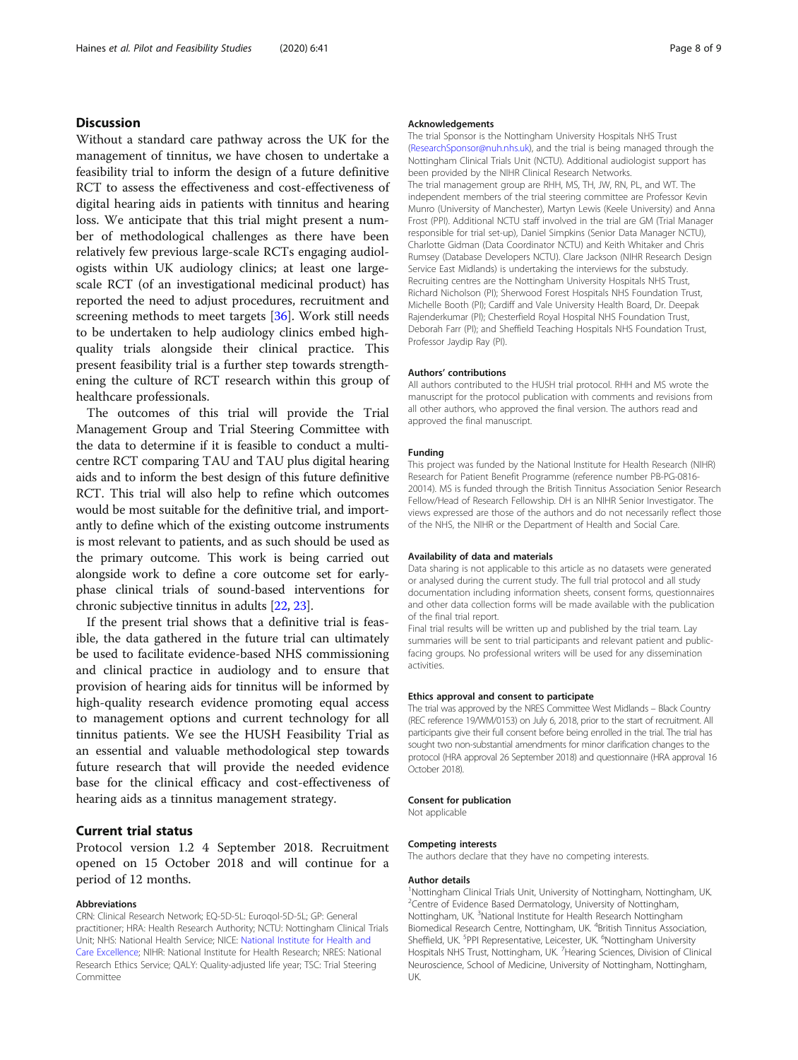## Discussion

Without a standard care pathway across the UK for the management of tinnitus, we have chosen to undertake a feasibility trial to inform the design of a future definitive RCT to assess the effectiveness and cost-effectiveness of digital hearing aids in patients with tinnitus and hearing loss. We anticipate that this trial might present a number of methodological challenges as there have been relatively few previous large-scale RCTs engaging audiologists within UK audiology clinics; at least one large-scale RCT (of an investigational medicinal product) has reported the need to adjust procedures, recruitment and screening methods to meet targets [36]. Work still needs to be undertaken to help audiology clinics embed high-quality trials alongside their clinical practice. This present feasibility trial is a further step towards strengthening the culture of RCT research within this group of healthcare professionals.

The outcomes of this trial will provide the Trial Management Group and Trial Steering Committee with the data to determine if it is feasible to conduct a multi-centre RCT comparing TAU and TAU plus digital hearing aids and to inform the best design of this future definitive RCT. This trial will also help to refine which outcomes would be most suitable for the definitive trial, and importantly to define which of the existing outcome instruments is most relevant to patients, and as such should be used as the primary outcome. This work is being carried out alongside work to define a core outcome set for early-phase clinical trials of sound-based interventions for chronic subjective tinnitus in adults [22, 23].

If the present trial shows that a definitive trial is feasible, the data gathered in the future trial can ultimately be used to facilitate evidence-based NHS commissioning and clinical practice in audiology and to ensure that provision of hearing aids for tinnitus will be informed by high-quality research evidence promoting equal access to management options and current technology for all tinnitus patients. We see the HUSH Feasibility Trial as an essential and valuable methodological step towards future research that will provide the needed evidence base for the clinical efficacy and cost-effectiveness of hearing aids as a tinnitus management strategy.

## Current trial status

Protocol version 1.2 4 September 2018. Recruitment opened on 15 October 2018 and will continue for a period of 12 months.

#### Abbreviations

CRN: Clinical Research Network; EQ-5D-5L: Euroqol-5D-5L; GP: General practitioner; HRA: Health Research Authority; NCTU: Nottingham Clinical Trials Unit; NHS: National Health Service; NICE: National Institute for Health and Care Excellence; NIHR: National Institute for Health Research; NRES: National Research Ethics Service; QALY: Quality-adjusted life year; TSC: Trial Steering Committee

#### Acknowledgements

The trial Sponsor is the Nottingham University Hospitals NHS Trust (ResearchSponsor@nuh.nhs.uk), and the trial is being managed through the Nottingham Clinical Trials Unit (NCTU). Additional audiologist support has been provided by the NIHR Clinical Research Networks.

The trial management group are RHH, MS, TH, JW, RN, PL, and WT. The independent members of the trial steering committee are Professor Kevin Munro (University of Manchester), Martyn Lewis (Keele University) and Anna Frost (PPI). Additional NCTU staff involved in the trial are GM (Trial Manager responsible for trial set-up), Daniel Simpkins (Senior Data Manager NCTU), Charlotte Gidman (Data Coordinator NCTU) and Keith Whitaker and Chris Rumsey (Database Developers NCTU). Clare Jackson (NIHR Research Design Service East Midlands) is undertaking the interviews for the substudy. Recruiting centres are the Nottingham University Hospitals NHS Trust, Richard Nicholson (PI); Sherwood Forest Hospitals NHS Foundation Trust, Michelle Booth (PI); Cardiff and Vale University Health Board, Dr. Deepak Rajenderkumar (PI); Chesterfield Royal Hospital NHS Foundation Trust, Deborah Farr (PI); and Sheffield Teaching Hospitals NHS Foundation Trust, Professor Jaydip Ray (PI).

#### Authors' contributions

All authors contributed to the HUSH trial protocol. RHH and MS wrote the manuscript for the protocol publication with comments and revisions from all other authors, who approved the final version. The authors read and approved the final manuscript.

#### Funding

This project was funded by the National Institute for Health Research (NIHR) Research for Patient Benefit Programme (reference number PB-PG-0816-20014). MS is funded through the British Tinnitus Association Senior Research Fellow/Head of Research Fellowship. DH is an NIHR Senior Investigator. The views expressed are those of the authors and do not necessarily reflect those of the NHS, the NIHR or the Department of Health and Social Care.

#### Availability of data and materials

Data sharing is not applicable to this article as no datasets were generated or analysed during the current study. The full trial protocol and all study documentation including information sheets, consent forms, questionnaires and other data collection forms will be made available with the publication of the final trial report.

Final trial results will be written up and published by the trial team. Lay summaries will be sent to trial participants and relevant patient and public-facing groups. No professional writers will be used for any dissemination activities.

#### Ethics approval and consent to participate

The trial was approved by the NRES Committee West Midlands – Black Country (REC reference 19/WM/0153) on July 6, 2018, prior to the start of recruitment. All participants give their full consent before being enrolled in the trial. The trial has sought two non-substantial amendments for minor clarification changes to the protocol (HRA approval 26 September 2018) and questionnaire (HRA approval 16 October 2018).

#### Consent for publication

Not applicable

#### Competing interests

The authors declare that they have no competing interests.

#### Author details

[1]Nottingham Clinical Trials Unit, University of Nottingham, Nottingham, UK. [2]Centre of Evidence Based Dermatology, University of Nottingham, Nottingham, UK. [3]National Institute for Health Research Nottingham Biomedical Research Centre, Nottingham, UK. [4]British Tinnitus Association, Sheffield, UK. [5]PPI Representative, Leicester, UK. [6]Nottingham University Hospitals NHS Trust, Nottingham, UK. [7]Hearing Sciences, Division of Clinical Neuroscience, School of Medicine, University of Nottingham, Nottingham, UK.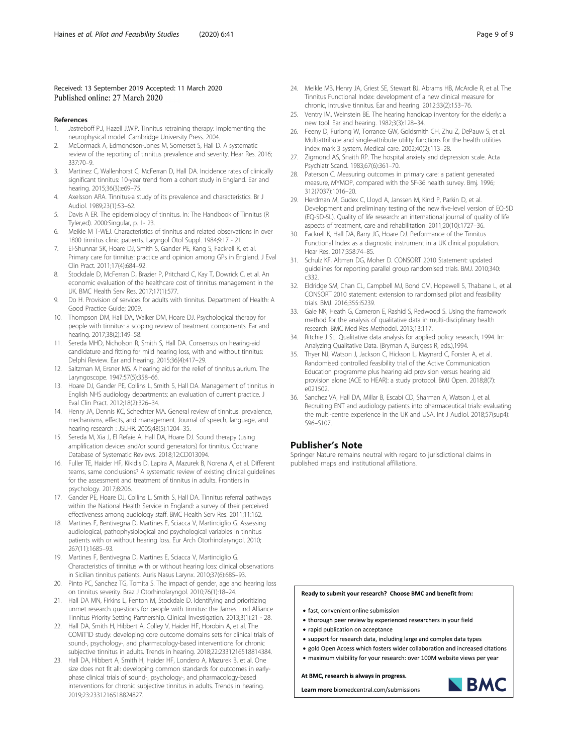Received: 13 September 2019 Accepted: 11 March 2020
Published online: 27 March 2020

## References

1. Jastreboff P.J, Hazell J.W.P. Tinnitus retraining therapy: implementing the neurophysical model. Cambridge University Press. 2004.
2. McCormack A, Edmondson-Jones M, Somerset S, Hall D. A systematic review of the reporting of tinnitus prevalence and severity. Hear Res. 2016; 337:70–9.
3. Martinez C, Wallenhorst C, McFerran D, Hall DA. Incidence rates of clinically significant tinnitus: 10-year trend from a cohort study in England. Ear and hearing. 2015;36(3):e69–75.
4. Axelsson ARA. Tinnitus-a study of its prevalence and characteristics. Br J Audiol. 1989;23(1):53–62.
5. Davis A ER. The epidemiology of tinnitus. In: The Handbook of Tinnitus (R Tyler,ed). 2000:Singular, p. 1- 23.
6. Meikle M T-WEJ. Characteristics of tinnitus and related observations in over 1800 tinnitus clinic patients. Laryngol Otol Suppl. 1984;9:17 - 21.
7. El-Shunnar SK, Hoare DJ, Smith S, Gander PE, Kang S, Fackrell K, et al. Primary care for tinnitus: practice and opinion among GPs in England. J Eval Clin Pract. 2011;17(4):684–92.
8. Stockdale D, McFerran D, Brazier P, Pritchard C, Kay T, Dowrick C, et al. An economic evaluation of the healthcare cost of tinnitus management in the UK. BMC Health Serv Res. 2017;17(1):577.
9. Do H. Provision of services for adults with tinnitus. Department of Health: A Good Practice Guide; 2009.
10. Thompson DM, Hall DA, Walker DM, Hoare DJ. Psychological therapy for people with tinnitus: a scoping review of treatment components. Ear and hearing. 2017;38(2):149–58.
11. Sereda MHD, Nicholson R, Smith S, Hall DA. Consensus on hearing-aid candidature and fitting for mild hearing loss, with and without tinnitus: Delphi Review. Ear and hearing. 2015;36(4):417–29.
12. Saltzman M, Ersner MS. A hearing aid for the relief of tinnitus aurium. The Laryngoscope. 1947;57(5):358–66.
13. Hoare DJ, Gander PE, Collins L, Smith S, Hall DA. Management of tinnitus in English NHS audiology departments: an evaluation of current practice. J Eval Clin Pract. 2012;18(2):326–34.
14. Henry JA, Dennis KC, Schechter MA. General review of tinnitus: prevalence, mechanisms, effects, and management. Journal of speech, language, and hearing research : JSLHR. 2005;48(5):1204–35.
15. Sereda M, Xia J, El Refaie A, Hall DA, Hoare DJ. Sound therapy (using amplification devices and/or sound generators) for tinnitus. Cochrane Database of Systematic Reviews. 2018;12:CD013094.
16. Fuller TE, Haider HF, Kikidis D, Lapira A, Mazurek B, Norena A, et al. Different teams, same conclusions? A systematic review of existing clinical guidelines for the assessment and treatment of tinnitus in adults. Frontiers in psychology. 2017;8:206.
17. Gander PE, Hoare DJ, Collins L, Smith S, Hall DA. Tinnitus referral pathways within the National Health Service in England: a survey of their perceived effectiveness among audiology staff. BMC Health Serv Res. 2011;11:162.
18. Martines F, Bentivegna D, Martines E, Sciacca V, Martinciglio G. Assessing audiological, pathophysiological and psychological variables in tinnitus patients with or without hearing loss. Eur Arch Otorhinolaryngol. 2010; 267(11):1685–93.
19. Martines F, Bentivegna D, Martines E, Sciacca V, Martinciglio G. Characteristics of tinnitus with or without hearing loss: clinical observations in Sicilian tinnitus patients. Auris Nasus Larynx. 2010;37(6):685–93.
20. Pinto PC, Sanchez TG, Tomita S. The impact of gender, age and hearing loss on tinnitus severity. Braz J Otorhinolaryngol. 2010;76(1):18–24.
21. Hall DA MN, Firkins L, Fenton M, Stockdale D. Identifying and prioritizing unmet research questions for people with tinnitus: the James Lind Alliance Tinnitus Priority Setting Partnership. Clinical Investigation. 2013;3(1):21 - 28.
22. Hall DA, Smith H, Hibbert A, Colley V, Haider HF, Horobin A, et al. The COMiT'ID study: developing core outcome domains sets for clinical trials of sound-, psychology-, and pharmacology-based interventions for chronic subjective tinnitus in adults. Trends in hearing. 2018;22:2331216518814384.
23. Hall DA, Hibbert A, Smith H, Haider HF, Londero A, Mazurek B, et al. One size does not fit all: developing common standards for outcomes in early-phase clinical trials of sound-, psychology-, and pharmacology-based interventions for chronic subjective tinnitus in adults. Trends in hearing. 2019;23:2331216518824827.
24. Meikle MB, Henry JA, Griest SE, Stewart BJ, Abrams HB, McArdle R, et al. The Tinnitus Functional Index: development of a new clinical measure for chronic, intrusive tinnitus. Ear and hearing. 2012;33(2):153–76.
25. Ventry IM, Weinstein BE. The hearing handicap inventory for the elderly: a new tool. Ear and hearing. 1982;3(3):128–34.
26. Feeny D, Furlong W, Torrance GW, Goldsmith CH, Zhu Z, DePauw S, et al. Multiattribute and single-attribute utility functions for the health utilities index mark 3 system. Medical care. 2002;40(2):113–28.
27. Zigmond AS, Snaith RP. The hospital anxiety and depression scale. Acta Psychiatr Scand. 1983;67(6):361–70.
28. Paterson C. Measuring outcomes in primary care: a patient generated measure, MYMOP, compared with the SF-36 health survey. Bmj. 1996; 312(7037):1016–20.
29. Herdman M, Gudex C, Lloyd A, Janssen M, Kind P, Parkin D, et al. Development and preliminary testing of the new five-level version of EQ-5D (EQ-5D-5L). Quality of life research: an international journal of quality of life aspects of treatment, care and rehabilitation. 2011;20(10):1727–36.
30. Fackrell K, Hall DA, Barry JG, Hoare DJ. Performance of the Tinnitus Functional Index as a diagnostic instrument in a UK clinical population. Hear Res. 2017;358:74–85.
31. Schulz KF, Altman DG, Moher D. CONSORT 2010 Statement: updated guidelines for reporting parallel group randomised trials. BMJ. 2010;340: c332.
32. Eldridge SM, Chan CL, Campbell MJ, Bond CM, Hopewell S, Thabane L, et al. CONSORT 2010 statement: extension to randomised pilot and feasibility trials. BMJ. 2016;355:i5239.
33. Gale NK, Heath G, Cameron E, Rashid S, Redwood S. Using the framework method for the analysis of qualitative data in multi-disciplinary health research. BMC Med Res Methodol. 2013;13:117.
34. Ritchie J SL. Qualitative data analysis for applied policy research, 1994. In: Analyzing Qualitative Data. (Bryman A, Burgess R, eds.),1994.
35. Thyer NJ, Watson J, Jackson C, Hickson L, Maynard C, Forster A, et al. Randomised controlled feasibility trial of the Active Communication Education programme plus hearing aid provision versus hearing aid provision alone (ACE to HEAR): a study protocol. BMJ Open. 2018;8(7): e021502.
36. Sanchez VA, Hall DA, Millar B, Escabi CD, Sharman A, Watson J, et al. Recruiting ENT and audiology patients into pharmaceutical trials: evaluating the multi-centre experience in the UK and USA. Int J Audiol. 2018;57(sup4): S96–S107.

## Publisher's Note

Springer Nature remains neutral with regard to jurisdictional claims in published maps and institutional affiliations.

**Ready to submit your research? Choose BMC and benefit from:**

- fast, convenient online submission
- thorough peer review by experienced researchers in your field
- rapid publication on acceptance
- support for research data, including large and complex data types
- gold Open Access which fosters wider collaboration and increased citations
- maximum visibility for your research: over 100M website views per year

**At BMC, research is always in progress.**

**Learn more** biomedcentral.com/submissions

BMC